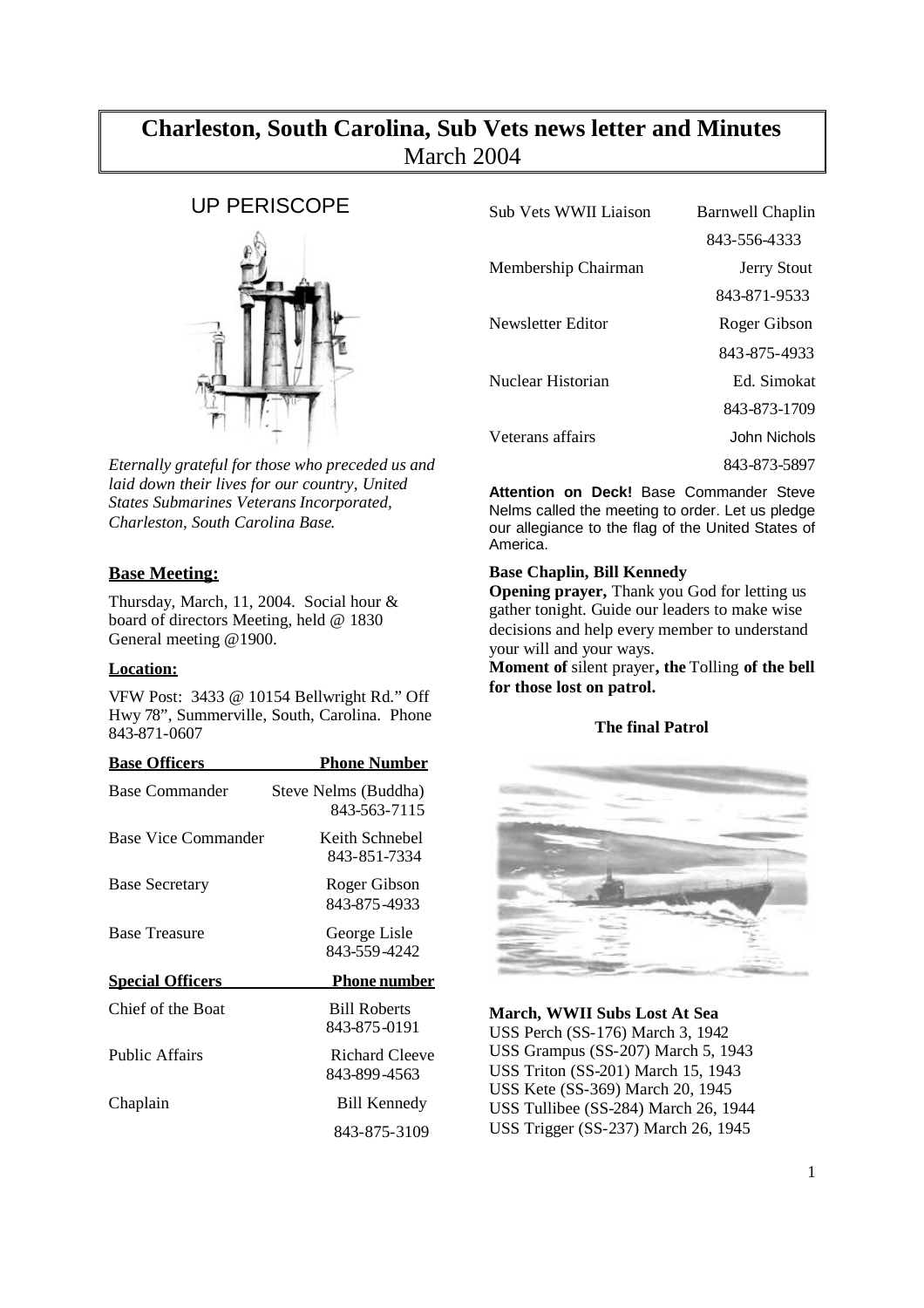# Charleston, South Carolina, Sub Vets news letter and Minutes
March 2004

## UP PERISCOPE

*Eternally grateful for those who preceded us and laid down their lives for our country, United States Submarines Veterans Incorporated, Charleston, South Carolina Base.*

**Base Meeting:**

Thursday, March, 11, 2004. Social hour & board of directors Meeting, held @ 1830 General meeting @1900.

**Location:**

VFW Post: 3433 @ 10154 Bellwright Rd." Off Hwy 78", Summerville, South, Carolina. Phone 843-871-0607

| Base Officers | Phone Number |
|---|---|
| Base Commander | Steve Nelms (Buddha) 843-563-7115 |
| Base Vice Commander | Keith Schnebel 843-851-7334 |
| Base Secretary | Roger Gibson 843-875-4933 |
| Base Treasure | George Lisle 843-559-4242 |
| **Special Officers** | **Phone number** |
| Chief of the Boat | Bill Roberts 843-875-0191 |
| Public Affairs | Richard Cleeve 843-899-4563 |
| Chaplain | Bill Kennedy 843-875-3109 |
| Sub Vets WWII Liaison | Barnwell Chaplin 843-556-4333 |
| Membership Chairman | Jerry Stout 843-871-9533 |
| Newsletter Editor | Roger Gibson 843-875-4933 |
| Nuclear Historian | Ed. Simokat 843-873-1709 |
| Veterans affairs | John Nichols 843-873-5897 |

**Attention on Deck!** Base Commander Steve Nelms called the meeting to order. Let us pledge our allegiance to the flag of the United States of America.

**Base Chaplin, Bill Kennedy**

**Opening prayer,** Thank you God for letting us gather tonight. Guide our leaders to make wise decisions and help every member to understand your will and your ways.

**Moment of** silent prayer**, the** Tolling **of the bell for those lost on patrol.**

**The final Patrol**

**March, WWII Subs Lost At Sea**

USS Perch (SS-176) March 3, 1942
USS Grampus (SS-207) March 5, 1943
USS Triton (SS-201) March 15, 1943
USS Kete (SS-369) March 20, 1945
USS Tullibee (SS-284) March 26, 1944
USS Trigger (SS-237) March 26, 1945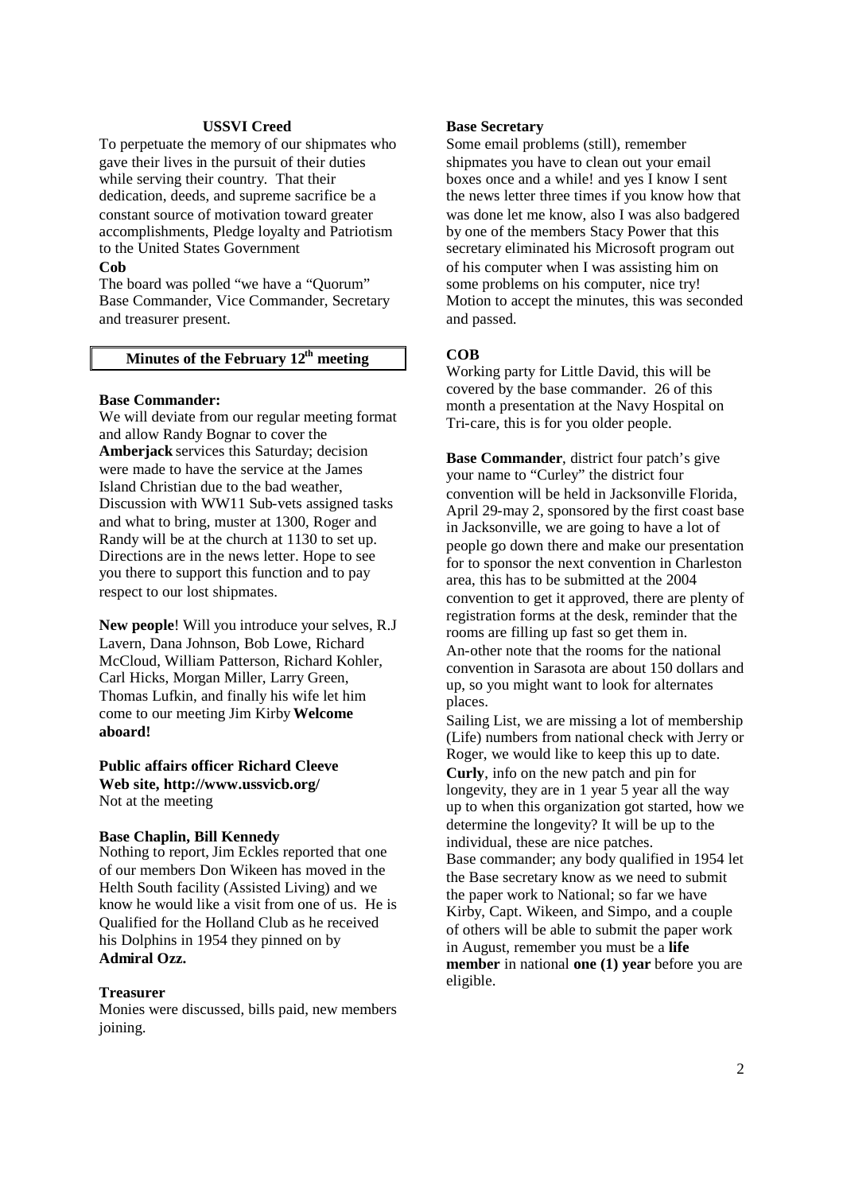## USSVI Creed

To perpetuate the memory of our shipmates who gave their lives in the pursuit of their duties while serving their country. That their dedication, deeds, and supreme sacrifice be a constant source of motivation toward greater accomplishments, Pledge loyalty and Patriotism to the United States Government

**Cob**

The board was polled "we have a "Quorum" Base Commander, Vice Commander, Secretary and treasurer present.

## Minutes of the February 12th meeting

**Base Commander:**

We will deviate from our regular meeting format and allow Randy Bognar to cover the **Amberjack** services this Saturday; decision were made to have the service at the James Island Christian due to the bad weather, Discussion with WW11 Sub-vets assigned tasks and what to bring, muster at 1300, Roger and Randy will be at the church at 1130 to set up. Directions are in the news letter. Hope to see you there to support this function and to pay respect to our lost shipmates.

**New people**! Will you introduce your selves, R.J Lavern, Dana Johnson, Bob Lowe, Richard McCloud, William Patterson, Richard Kohler, Carl Hicks, Morgan Miller, Larry Green, Thomas Lufkin, and finally his wife let him come to our meeting Jim Kirby **Welcome aboard!**

**Public affairs officer Richard Cleeve**
**Web site, http://www.ussvicb.org/**
Not at the meeting

**Base Chaplin, Bill Kennedy**

Nothing to report, Jim Eckles reported that one of our members Don Wikeen has moved in the Helth South facility (Assisted Living) and we know he would like a visit from one of us. He is Qualified for the Holland Club as he received his Dolphins in 1954 they pinned on by **Admiral Ozz.**

**Treasurer**

Monies were discussed, bills paid, new members joining.

**Base Secretary**

Some email problems (still), remember shipmates you have to clean out your email boxes once and a while! and yes I know I sent the news letter three times if you know how that was done let me know, also I was also badgered by one of the members Stacy Power that this secretary eliminated his Microsoft program out of his computer when I was assisting him on some problems on his computer, nice try! Motion to accept the minutes, this was seconded and passed.

**COB**

Working party for Little David, this will be covered by the base commander. 26 of this month a presentation at the Navy Hospital on Tri-care, this is for you older people.

**Base Commander**, district four patch's give your name to "Curley" the district four convention will be held in Jacksonville Florida, April 29-may 2, sponsored by the first coast base in Jacksonville, we are going to have a lot of people go down there and make our presentation for to sponsor the next convention in Charleston area, this has to be submitted at the 2004 convention to get it approved, there are plenty of registration forms at the desk, reminder that the rooms are filling up fast so get them in. An-other note that the rooms for the national convention in Sarasota are about 150 dollars and up, so you might want to look for alternates places.

Sailing List, we are missing a lot of membership (Life) numbers from national check with Jerry or Roger, we would like to keep this up to date.

**Curly**, info on the new patch and pin for longevity, they are in 1 year 5 year all the way up to when this organization got started, how we determine the longevity? It will be up to the individual, these are nice patches.

Base commander; any body qualified in 1954 let the Base secretary know as we need to submit the paper work to National; so far we have Kirby, Capt. Wikeen, and Simpo, and a couple of others will be able to submit the paper work in August, remember you must be a **life member** in national **one (1) year** before you are eligible.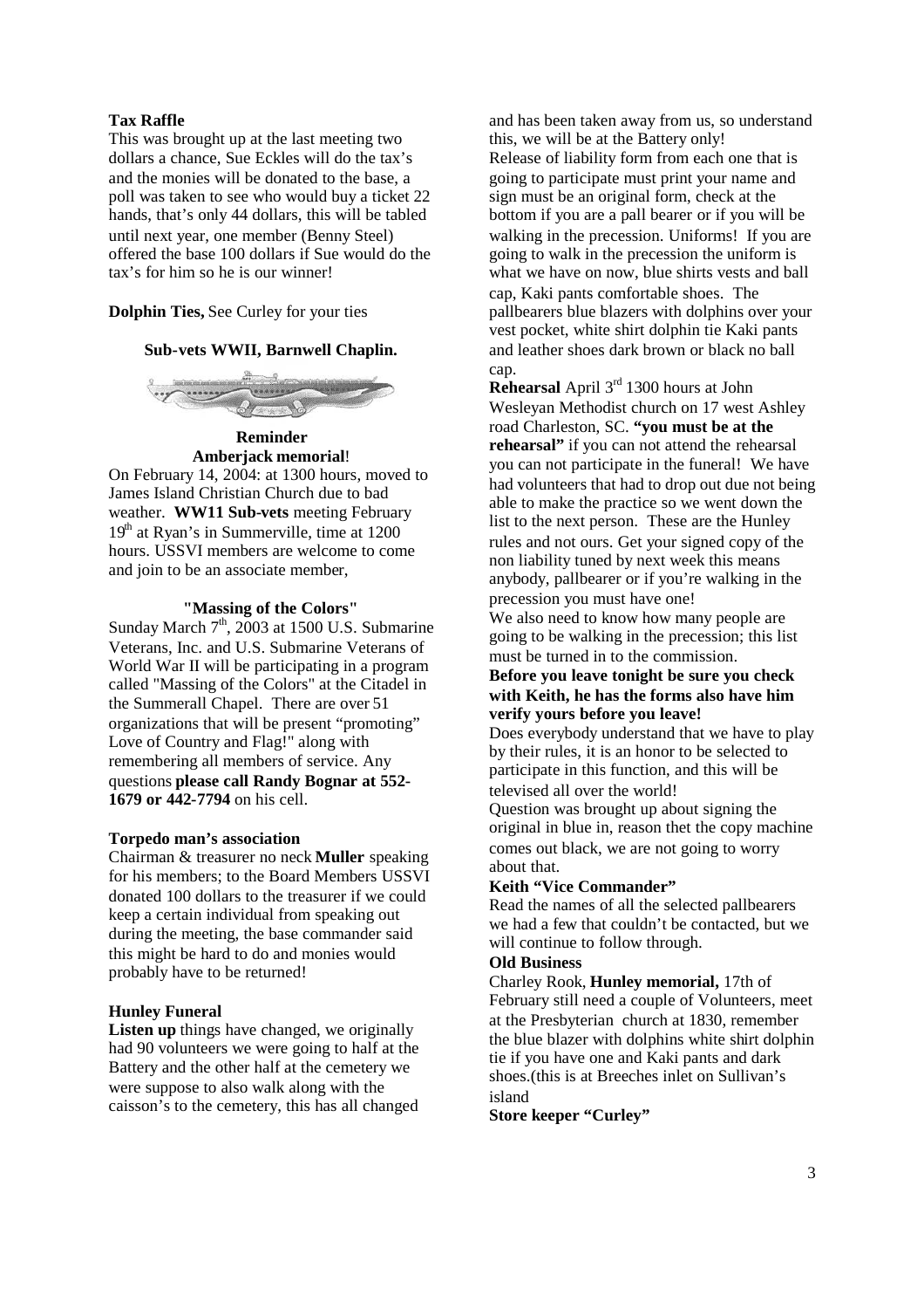**Tax Raffle**

This was brought up at the last meeting two dollars a chance, Sue Eckles will do the tax's and the monies will be donated to the base, a poll was taken to see who would buy a ticket 22 hands, that's only 44 dollars, this will be tabled until next year, one member (Benny Steel) offered the base 100 dollars if Sue would do the tax's for him so he is our winner!

**Dolphin Ties,** See Curley for your ties

**Sub-vets WWII, Barnwell Chaplin.**

**Reminder**

**Amberjack memorial**!

On February 14, 2004: at 1300 hours, moved to James Island Christian Church due to bad weather. **WW11 Sub-vets** meeting February 19th at Ryan's in Summerville, time at 1200 hours. USSVI members are welcome to come and join to be an associate member,

**"Massing of the Colors"**

Sunday March 7th, 2003 at 1500 U.S. Submarine Veterans, Inc. and U.S. Submarine Veterans of World War II will be participating in a program called "Massing of the Colors" at the Citadel in the Summerall Chapel. There are over 51 organizations that will be present "promoting" Love of Country and Flag!" along with remembering all members of service. Any questions **please call Randy Bognar at 552-1679 or 442-7794** on his cell.

**Torpedo man's association**

Chairman & treasurer no neck **Muller** speaking for his members; to the Board Members USSVI donated 100 dollars to the treasurer if we could keep a certain individual from speaking out during the meeting, the base commander said this might be hard to do and monies would probably have to be returned!

**Hunley Funeral**

**Listen up** things have changed, we originally had 90 volunteers we were going to half at the Battery and the other half at the cemetery we were suppose to also walk along with the caisson's to the cemetery, this has all changed and has been taken away from us, so understand this, we will be at the Battery only!

Release of liability form from each one that is going to participate must print your name and sign must be an original form, check at the bottom if you are a pall bearer or if you will be walking in the precession. Uniforms! If you are going to walk in the precession the uniform is what we have on now, blue shirts vests and ball cap, Kaki pants comfortable shoes. The pallbearers blue blazers with dolphins over your vest pocket, white shirt dolphin tie Kaki pants and leather shoes dark brown or black no ball cap.

**Rehearsal** April 3rd 1300 hours at John Wesleyan Methodist church on 17 west Ashley road Charleston, SC. **"you must be at the rehearsal"** if you can not attend the rehearsal you can not participate in the funeral! We have had volunteers that had to drop out due not being able to make the practice so we went down the list to the next person. These are the Hunley rules and not ours. Get your signed copy of the non liability tuned by next week this means anybody, pallbearer or if you're walking in the precession you must have one!

We also need to know how many people are going to be walking in the precession; this list must be turned in to the commission.

**Before you leave tonight be sure you check with Keith, he has the forms also have him verify yours before you leave!**

Does everybody understand that we have to play by their rules, it is an honor to be selected to participate in this function, and this will be televised all over the world!

Question was brought up about signing the original in blue in, reason thet the copy machine comes out black, we are not going to worry about that.

**Keith "Vice Commander"**

Read the names of all the selected pallbearers we had a few that couldn't be contacted, but we will continue to follow through.

**Old Business**

Charley Rook, **Hunley memorial,** 17th of February still need a couple of Volunteers, meet at the Presbyterian church at 1830, remember the blue blazer with dolphins white shirt dolphin tie if you have one and Kaki pants and dark shoes.(this is at Breeches inlet on Sullivan's island

**Store keeper "Curley"**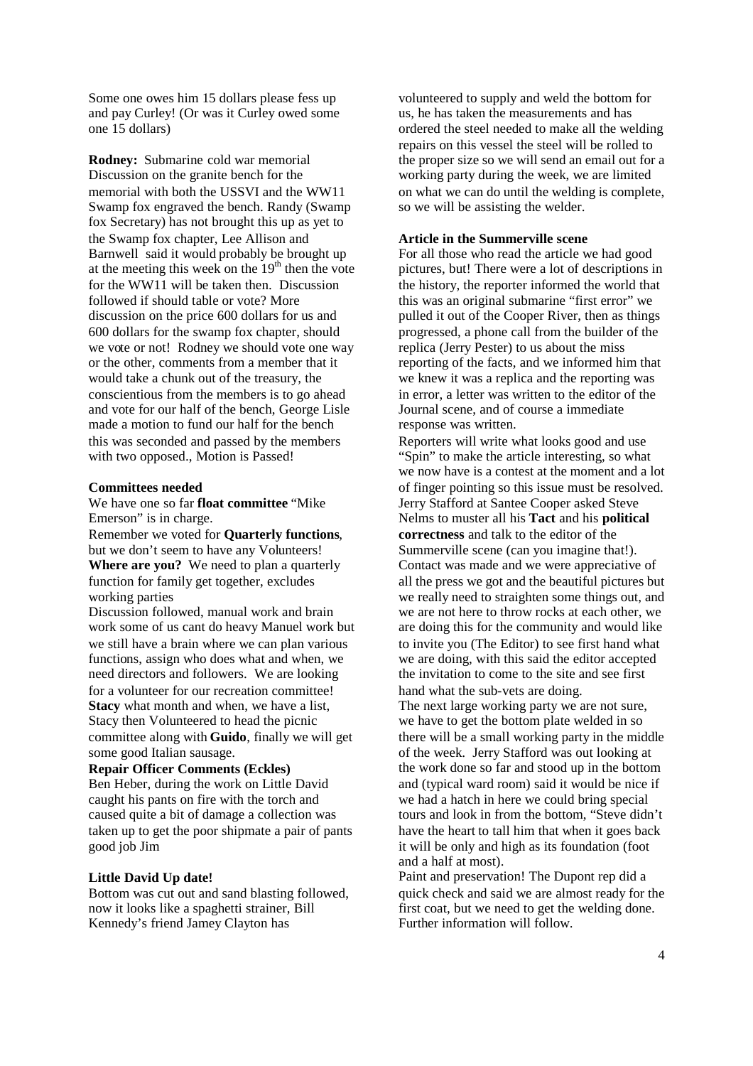Some one owes him 15 dollars please fess up and pay Curley! (Or was it Curley owed some one 15 dollars)

**Rodney:** Submarine cold war memorial Discussion on the granite bench for the memorial with both the USSVI and the WW11 Swamp fox engraved the bench. Randy (Swamp fox Secretary) has not brought this up as yet to the Swamp fox chapter, Lee Allison and Barnwell said it would probably be brought up at the meeting this week on the 19th then the vote for the WW11 will be taken then. Discussion followed if should table or vote? More discussion on the price 600 dollars for us and 600 dollars for the swamp fox chapter, should we vote or not! Rodney we should vote one way or the other, comments from a member that it would take a chunk out of the treasury, the conscientious from the members is to go ahead and vote for our half of the bench, George Lisle made a motion to fund our half for the bench this was seconded and passed by the members with two opposed., Motion is Passed!

**Committees needed**

We have one so far **float committee** "Mike Emerson" is in charge.

Remember we voted for **Quarterly functions**, but we don't seem to have any Volunteers! **Where are you?** We need to plan a quarterly function for family get together, excludes working parties

Discussion followed, manual work and brain work some of us cant do heavy Manuel work but we still have a brain where we can plan various functions, assign who does what and when, we need directors and followers. We are looking for a volunteer for our recreation committee! **Stacy** what month and when, we have a list, Stacy then Volunteered to head the picnic committee along with **Guido**, finally we will get some good Italian sausage.

**Repair Officer Comments (Eckles)**

Ben Heber, during the work on Little David caught his pants on fire with the torch and caused quite a bit of damage a collection was taken up to get the poor shipmate a pair of pants good job Jim

**Little David Up date!**

Bottom was cut out and sand blasting followed, now it looks like a spaghetti strainer, Bill Kennedy's friend Jamey Clayton has volunteered to supply and weld the bottom for us, he has taken the measurements and has ordered the steel needed to make all the welding repairs on this vessel the steel will be rolled to the proper size so we will send an email out for a working party during the week, we are limited on what we can do until the welding is complete, so we will be assisting the welder.

**Article in the Summerville scene**

For all those who read the article we had good pictures, but! There were a lot of descriptions in the history, the reporter informed the world that this was an original submarine "first error" we pulled it out of the Cooper River, then as things progressed, a phone call from the builder of the replica (Jerry Pester) to us about the miss reporting of the facts, and we informed him that we knew it was a replica and the reporting was in error, a letter was written to the editor of the Journal scene, and of course a immediate response was written.

Reporters will write what looks good and use "Spin" to make the article interesting, so what we now have is a contest at the moment and a lot of finger pointing so this issue must be resolved. Jerry Stafford at Santee Cooper asked Steve Nelms to muster all his **Tact** and his **political correctness** and talk to the editor of the Summerville scene (can you imagine that!). Contact was made and we were appreciative of all the press we got and the beautiful pictures but we really need to straighten some things out, and we are not here to throw rocks at each other, we are doing this for the community and would like to invite you (The Editor) to see first hand what we are doing, with this said the editor accepted the invitation to come to the site and see first hand what the sub-vets are doing.

The next large working party we are not sure, we have to get the bottom plate welded in so there will be a small working party in the middle of the week. Jerry Stafford was out looking at the work done so far and stood up in the bottom and (typical ward room) said it would be nice if we had a hatch in here we could bring special tours and look in from the bottom, "Steve didn't have the heart to tall him that when it goes back it will be only and high as its foundation (foot and a half at most).

Paint and preservation! The Dupont rep did a quick check and said we are almost ready for the first coat, but we need to get the welding done. Further information will follow.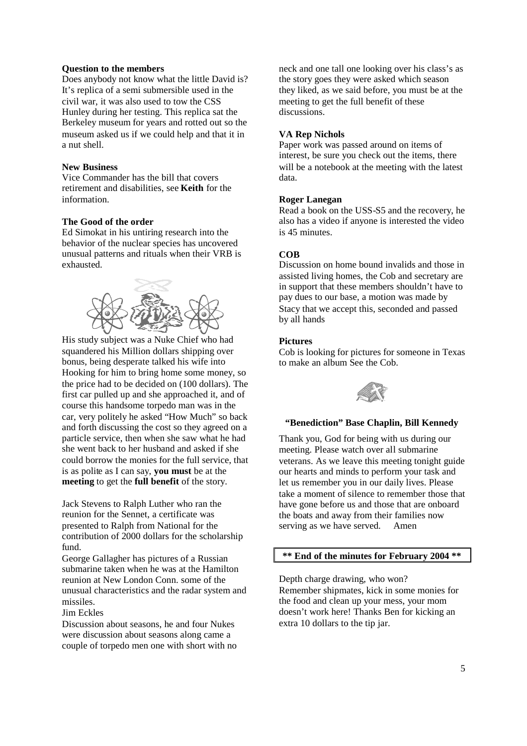**Question to the members**

Does anybody not know what the little David is? It's replica of a semi submersible used in the civil war, it was also used to tow the CSS Hunley during her testing. This replica sat the Berkeley museum for years and rotted out so the museum asked us if we could help and that it in a nut shell.

**New Business**

Vice Commander has the bill that covers retirement and disabilities, see **Keith** for the information.

**The Good of the order**

Ed Simokat in his untiring research into the behavior of the nuclear species has uncovered unusual patterns and rituals when their VRB is exhausted.

His study subject was a Nuke Chief who had squandered his Million dollars shipping over bonus, being desperate talked his wife into Hooking for him to bring home some money, so the price had to be decided on (100 dollars). The first car pulled up and she approached it, and of course this handsome torpedo man was in the car, very politely he asked "How Much" so back and forth discussing the cost so they agreed on a particle service, then when she saw what he had she went back to her husband and asked if she could borrow the monies for the full service, that is as polite as I can say, **you must** be at the **meeting** to get the **full benefit** of the story.

Jack Stevens to Ralph Luther who ran the reunion for the Sennet, a certificate was presented to Ralph from National for the contribution of 2000 dollars for the scholarship fund.

George Gallagher has pictures of a Russian submarine taken when he was at the Hamilton reunion at New London Conn. some of the unusual characteristics and the radar system and missiles.

Jim Eckles

Discussion about seasons, he and four Nukes were discussion about seasons along came a couple of torpedo men one with short with no neck and one tall one looking over his class's as the story goes they were asked which season they liked, as we said before, you must be at the meeting to get the full benefit of these discussions.

**VA Rep Nichols**

Paper work was passed around on items of interest, be sure you check out the items, there will be a notebook at the meeting with the latest data.

**Roger Lanegan**

Read a book on the USS-S5 and the recovery, he also has a video if anyone is interested the video is 45 minutes.

**COB**

Discussion on home bound invalids and those in assisted living homes, the Cob and secretary are in support that these members shouldn't have to pay dues to our base, a motion was made by Stacy that we accept this, seconded and passed by all hands

**Pictures**

Cob is looking for pictures for someone in Texas to make an album See the Cob.

**"Benediction" Base Chaplin, Bill Kennedy**

Thank you, God for being with us during our meeting. Please watch over all submarine veterans. As we leave this meeting tonight guide our hearts and minds to perform your task and let us remember you in our daily lives. Please take a moment of silence to remember those that have gone before us and those that are onboard the boats and away from their families now serving as we have served. Amen

**\*\* End of the minutes for February 2004 \*\***

Depth charge drawing, who won?

Remember shipmates, kick in some monies for the food and clean up your mess, your mom doesn't work here! Thanks Ben for kicking an extra 10 dollars to the tip jar.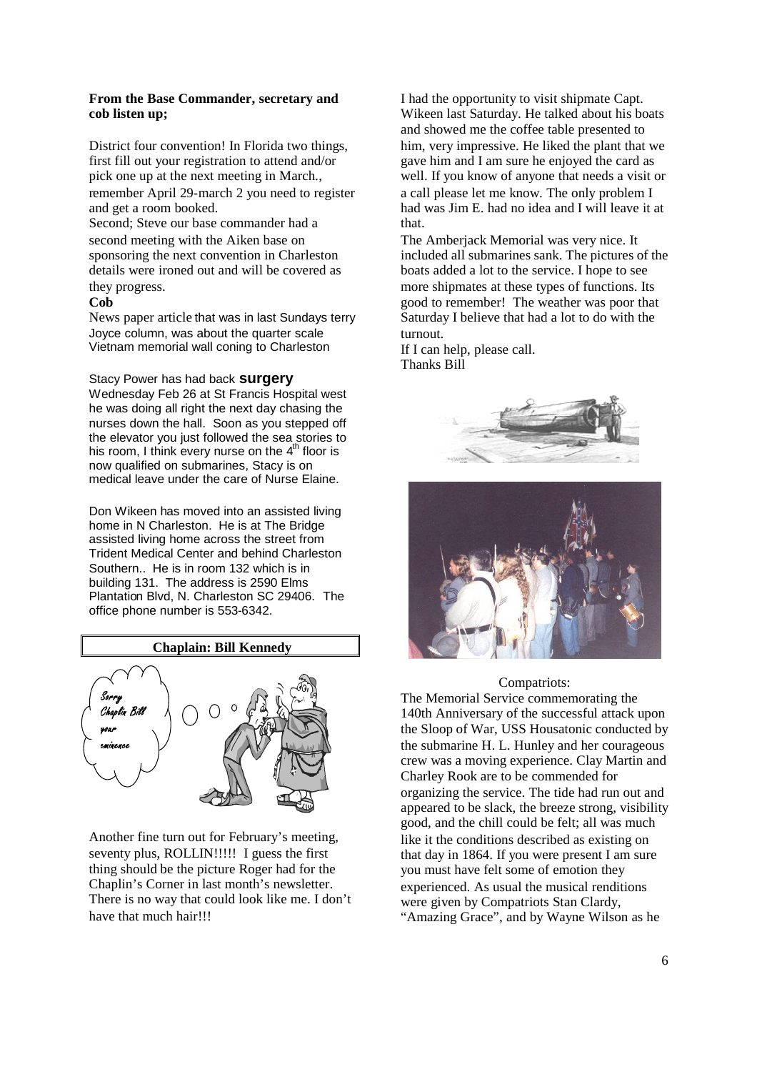**From the Base Commander, secretary and cob listen up;**

District four convention! In Florida two things, first fill out your registration to attend and/or pick one up at the next meeting in March., remember April 29-march 2 you need to register and get a room booked.

Second; Steve our base commander had a second meeting with the Aiken base on sponsoring the next convention in Charleston details were ironed out and will be covered as they progress.

**Cob**

News paper article that was in last Sundays terry Joyce column, was about the quarter scale Vietnam memorial wall coning to Charleston

Stacy Power has had back **surgery** Wednesday Feb 26 at St Francis Hospital west he was doing all right the next day chasing the nurses down the hall. Soon as you stepped off the elevator you just followed the sea stories to his room, I think every nurse on the 4th floor is now qualified on submarines, Stacy is on medical leave under the care of Nurse Elaine.

Don Wikeen has moved into an assisted living home in N Charleston. He is at The Bridge assisted living home across the street from Trident Medical Center and behind Charleston Southern.. He is in room 132 which is in building 131. The address is 2590 Elms Plantation Blvd, N. Charleston SC 29406. The office phone number is 553-6342.

## Chaplain: Bill Kennedy

Another fine turn out for February's meeting, seventy plus, ROLLIN!!!!! I guess the first thing should be the picture Roger had for the Chaplin's Corner in last month's newsletter. There is no way that could look like me. I don't have that much hair!!!

I had the opportunity to visit shipmate Capt. Wikeen last Saturday. He talked about his boats and showed me the coffee table presented to him, very impressive. He liked the plant that we gave him and I am sure he enjoyed the card as well. If you know of anyone that needs a visit or a call please let me know. The only problem I had was Jim E. had no idea and I will leave it at that.

The Amberjack Memorial was very nice. It included all submarines sank. The pictures of the boats added a lot to the service. I hope to see more shipmates at these types of functions. Its good to remember! The weather was poor that Saturday I believe that had a lot to do with the turnout.

If I can help, please call.

Thanks Bill

Compatriots:

The Memorial Service commemorating the 140th Anniversary of the successful attack upon the Sloop of War, USS Housatonic conducted by the submarine H. L. Hunley and her courageous crew was a moving experience. Clay Martin and Charley Rook are to be commended for organizing the service. The tide had run out and appeared to be slack, the breeze strong, visibility good, and the chill could be felt; all was much like it the conditions described as existing on that day in 1864. If you were present I am sure you must have felt some of emotion they experienced. As usual the musical renditions were given by Compatriots Stan Clardy, "Amazing Grace", and by Wayne Wilson as he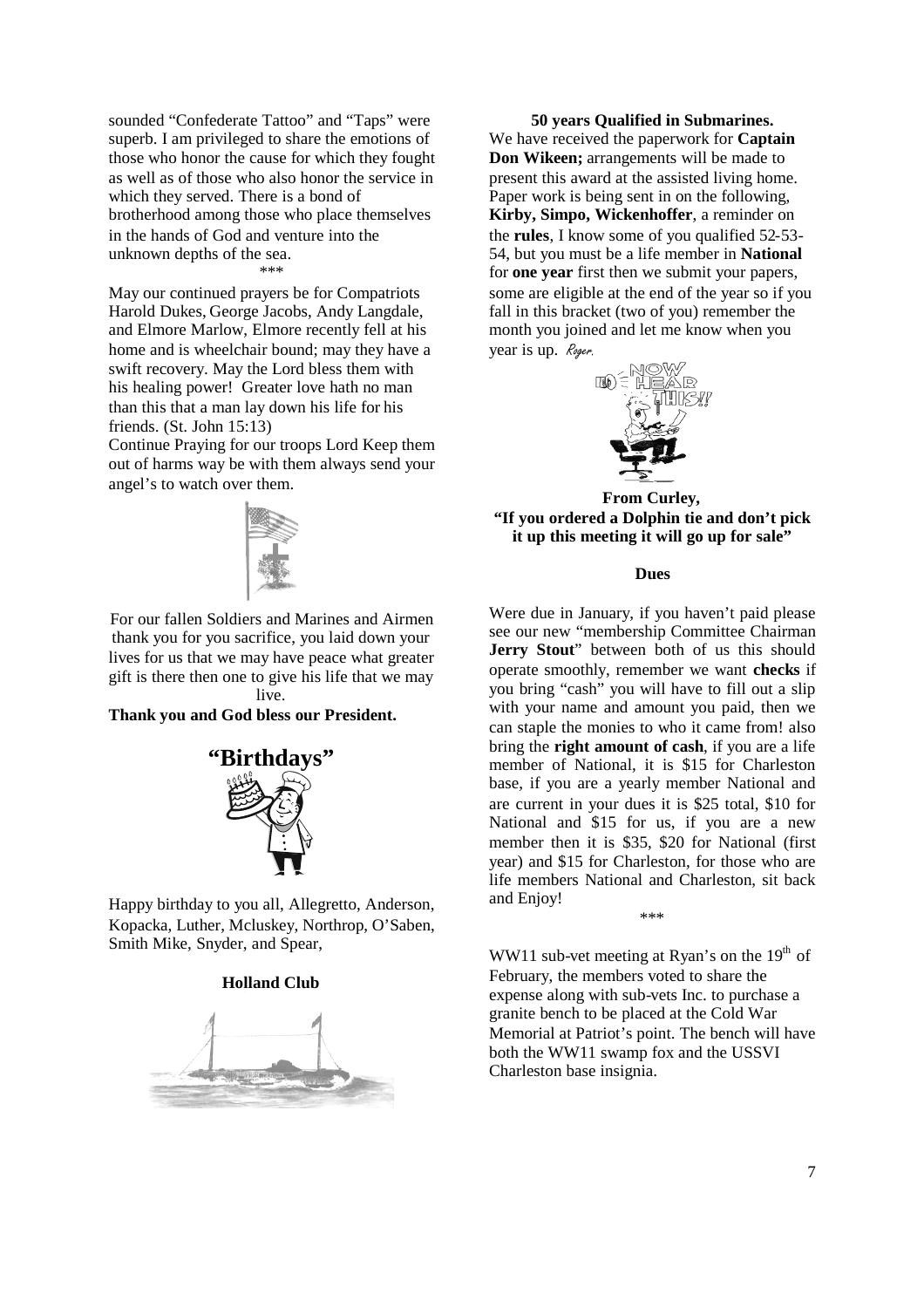sounded "Confederate Tattoo" and "Taps" were superb. I am privileged to share the emotions of those who honor the cause for which they fought as well as of those who also honor the service in which they served. There is a bond of brotherhood among those who place themselves in the hands of God and venture into the unknown depths of the sea.

\*\*\*

May our continued prayers be for Compatriots Harold Dukes, George Jacobs, Andy Langdale, and Elmore Marlow, Elmore recently fell at his home and is wheelchair bound; may they have a swift recovery. May the Lord bless them with his healing power! Greater love hath no man than this that a man lay down his life for his friends. (St. John 15:13)

Continue Praying for our troops Lord Keep them out of harms way be with them always send your angel's to watch over them.

For our fallen Soldiers and Marines and Airmen thank you for you sacrifice, you laid down your lives for us that we may have peace what greater gift is there then one to give his life that we may live.

**Thank you and God bless our President.**

## "Birthdays"

Happy birthday to you all, Allegretto, Anderson, Kopacka, Luther, Mcluskey, Northrop, O'Saben, Smith Mike, Snyder, and Spear,

### Holland Club

### 50 years Qualified in Submarines.

We have received the paperwork for **Captain Don Wikeen;** arrangements will be made to present this award at the assisted living home. Paper work is being sent in on the following, **Kirby, Simpo, Wickenhoffer**, a reminder on the **rules**, I know some of you qualified 52-53-54, but you must be a life member in **National** for **one year** first then we submit your papers, some are eligible at the end of the year so if you fall in this bracket (two of you) remember the month you joined and let me know when you year is up. *Roger.*

**From Curley,**
**"If you ordered a Dolphin tie and don't pick it up this meeting it will go up for sale"**

### Dues

Were due in January, if you haven't paid please see our new "membership Committee Chairman **Jerry Stout**" between both of us this should operate smoothly, remember we want **checks** if you bring "cash" you will have to fill out a slip with your name and amount you paid, then we can staple the monies to who it came from! also bring the **right amount of cash**, if you are a life member of National, it is \$15 for Charleston base, if you are a yearly member National and are current in your dues it is \$25 total, \$10 for National and \$15 for us, if you are a new member then it is \$35, \$20 for National (first year) and \$15 for Charleston, for those who are life members National and Charleston, sit back and Enjoy!

\*\*\*

WW11 sub-vet meeting at Ryan's on the 19th of February, the members voted to share the expense along with sub-vets Inc. to purchase a granite bench to be placed at the Cold War Memorial at Patriot's point. The bench will have both the WW11 swamp fox and the USSVI Charleston base insignia.